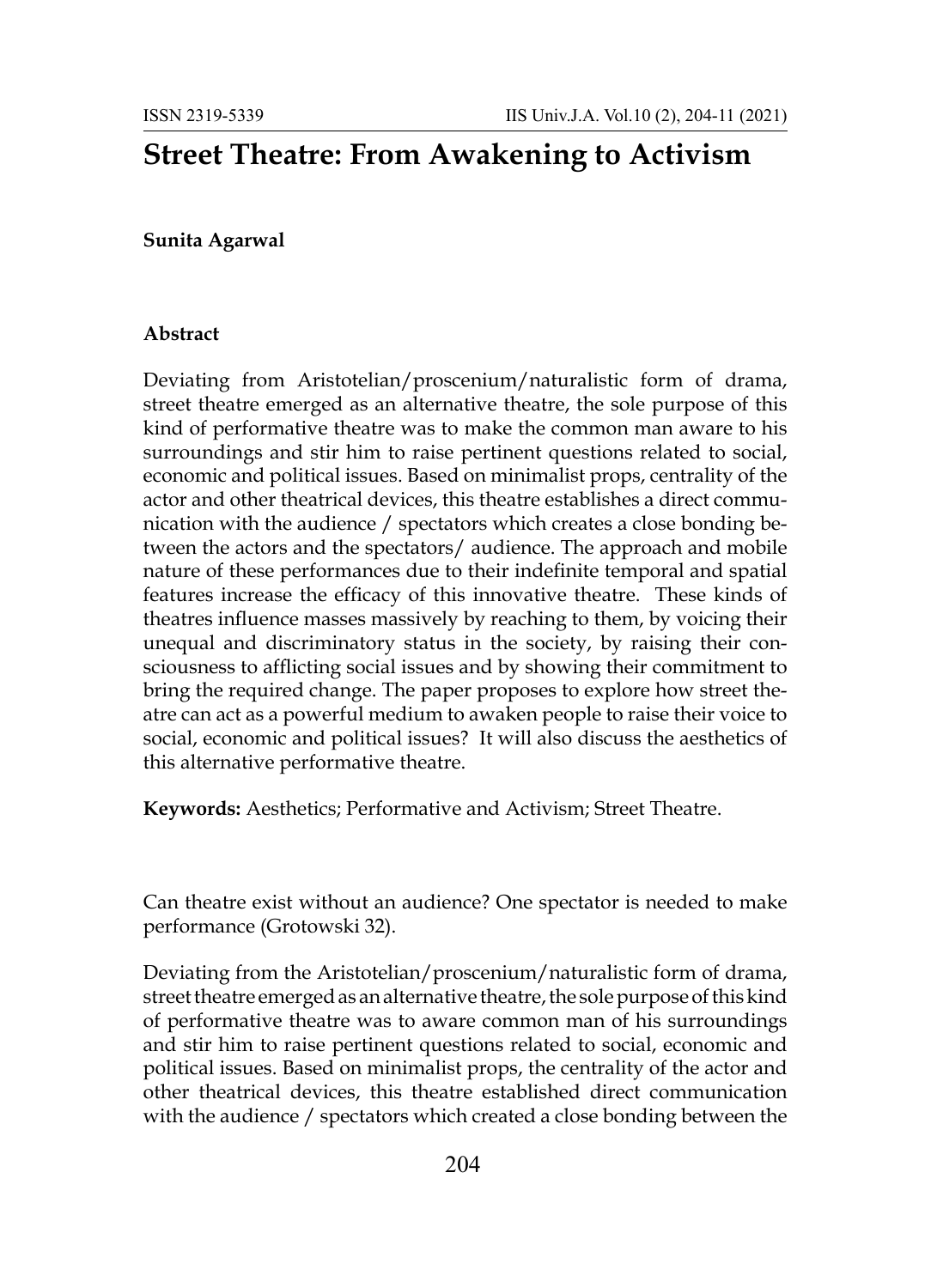# Street Theatre: From Awakening to Activism

**Sunita Agarwal**

## Abstract

Deviating from Aristotelian/proscenium/naturalistic form of drama, street theatre emerged as an alternative theatre, the sole purpose of this kind of performative theatre was to make the common man aware to his surroundings and stir him to raise pertinent questions related to social, economic and political issues. Based on minimalist props, centrality of the actor and other theatrical devices, this theatre establishes a direct communication with the audience / spectators which creates a close bonding between the actors and the spectators/ audience. The approach and mobile nature of these performances due to their indefinite temporal and spatial features increase the efficacy of this innovative theatre. These kinds of theatres influence masses massively by reaching to them, by voicing their unequal and discriminatory status in the society, by raising their consciousness to afflicting social issues and by showing their commitment to bring the required change. The paper proposes to explore how street theatre can act as a powerful medium to awaken people to raise their voice to social, economic and political issues? It will also discuss the aesthetics of this alternative performative theatre.

**Keywords:** Aesthetics; Performative and Activism; Street Theatre.

Can theatre exist without an audience? One spectator is needed to make performance (Grotowski 32).

Deviating from the Aristotelian/proscenium/naturalistic form of drama, street theatre emerged as an alternative theatre, the sole purpose of this kind of performative theatre was to aware common man of his surroundings and stir him to raise pertinent questions related to social, economic and political issues. Based on minimalist props, the centrality of the actor and other theatrical devices, this theatre established direct communication with the audience / spectators which created a close bonding between the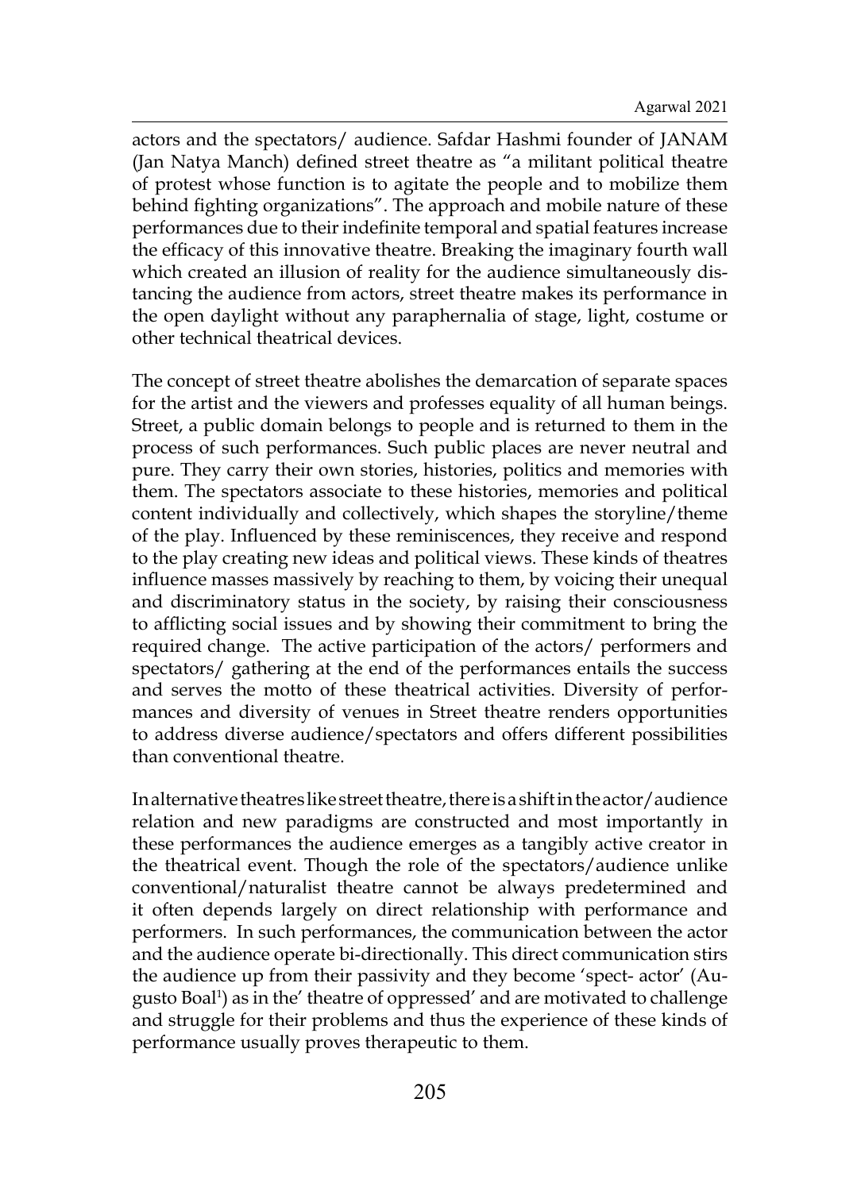actors and the spectators/ audience. Safdar Hashmi founder of JANAM (Jan Natya Manch) defined street theatre as "a militant political theatre of protest whose function is to agitate the people and to mobilize them behind fighting organizations". The approach and mobile nature of these performances due to their indefinite temporal and spatial features increase the efficacy of this innovative theatre. Breaking the imaginary fourth wall which created an illusion of reality for the audience simultaneously distancing the audience from actors, street theatre makes its performance in the open daylight without any paraphernalia of stage, light, costume or other technical theatrical devices.

The concept of street theatre abolishes the demarcation of separate spaces for the artist and the viewers and professes equality of all human beings. Street, a public domain belongs to people and is returned to them in the process of such performances. Such public places are never neutral and pure. They carry their own stories, histories, politics and memories with them. The spectators associate to these histories, memories and political content individually and collectively, which shapes the storyline/theme of the play. Influenced by these reminiscences, they receive and respond to the play creating new ideas and political views. These kinds of theatres influence masses massively by reaching to them, by voicing their unequal and discriminatory status in the society, by raising their consciousness to afflicting social issues and by showing their commitment to bring the required change. The active participation of the actors/ performers and spectators/ gathering at the end of the performances entails the success and serves the motto of these theatrical activities. Diversity of performances and diversity of venues in Street theatre renders opportunities to address diverse audience/spectators and offers different possibilities than conventional theatre.

In alternative theatres like street theatre, there is a shift in the actor/audience relation and new paradigms are constructed and most importantly in these performances the audience emerges as a tangibly active creator in the theatrical event. Though the role of the spectators/audience unlike conventional/naturalist theatre cannot be always predetermined and it often depends largely on direct relationship with performance and performers. In such performances, the communication between the actor and the audience operate bi-directionally. This direct communication stirs the audience up from their passivity and they become 'spect- actor' (Augusto Boal[1]) as in the' theatre of oppressed' and are motivated to challenge and struggle for their problems and thus the experience of these kinds of performance usually proves therapeutic to them.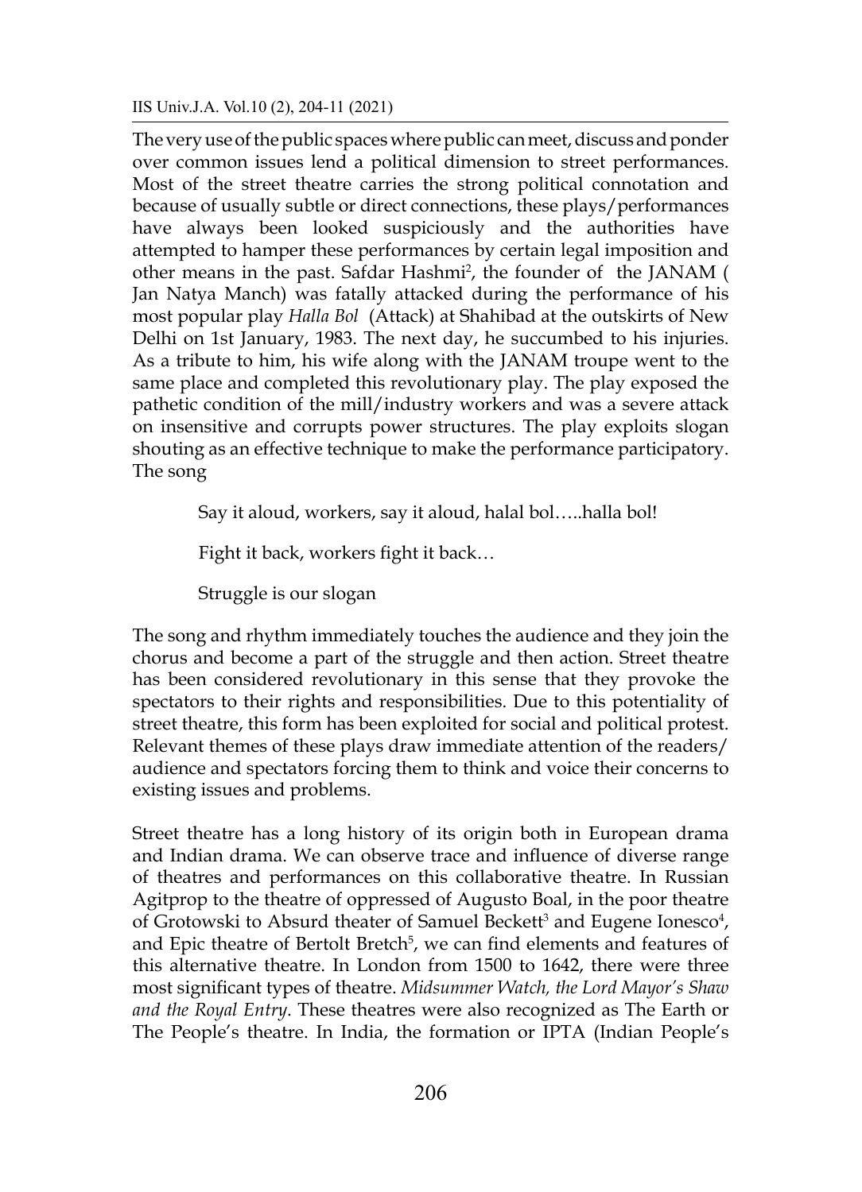The very use of the public spaces where public can meet, discuss and ponder over common issues lend a political dimension to street performances. Most of the street theatre carries the strong political connotation and because of usually subtle or direct connections, these plays/performances have always been looked suspiciously and the authorities have attempted to hamper these performances by certain legal imposition and other means in the past. Safdar Hashmi[2], the founder of the JANAM ( Jan Natya Manch) was fatally attacked during the performance of his most popular play *Halla Bol* (Attack) at Shahibad at the outskirts of New Delhi on 1st January, 1983. The next day, he succumbed to his injuries. As a tribute to him, his wife along with the JANAM troupe went to the same place and completed this revolutionary play. The play exposed the pathetic condition of the mill/industry workers and was a severe attack on insensitive and corrupts power structures. The play exploits slogan shouting as an effective technique to make the performance participatory. The song

> Say it aloud, workers, say it aloud, halal bol…..halla bol!
>
> Fight it back, workers fight it back…
>
> Struggle is our slogan

The song and rhythm immediately touches the audience and they join the chorus and become a part of the struggle and then action. Street theatre has been considered revolutionary in this sense that they provoke the spectators to their rights and responsibilities. Due to this potentiality of street theatre, this form has been exploited for social and political protest. Relevant themes of these plays draw immediate attention of the readers/ audience and spectators forcing them to think and voice their concerns to existing issues and problems.

Street theatre has a long history of its origin both in European drama and Indian drama. We can observe trace and influence of diverse range of theatres and performances on this collaborative theatre. In Russian Agitprop to the theatre of oppressed of Augusto Boal, in the poor theatre of Grotowski to Absurd theater of Samuel Beckett[3] and Eugene Ionesco[4], and Epic theatre of Bertolt Bretch[5], we can find elements and features of this alternative theatre. In London from 1500 to 1642, there were three most significant types of theatre. *Midsummer Watch, the Lord Mayor's Shaw and the Royal Entry*. These theatres were also recognized as The Earth or The People's theatre. In India, the formation or IPTA (Indian People's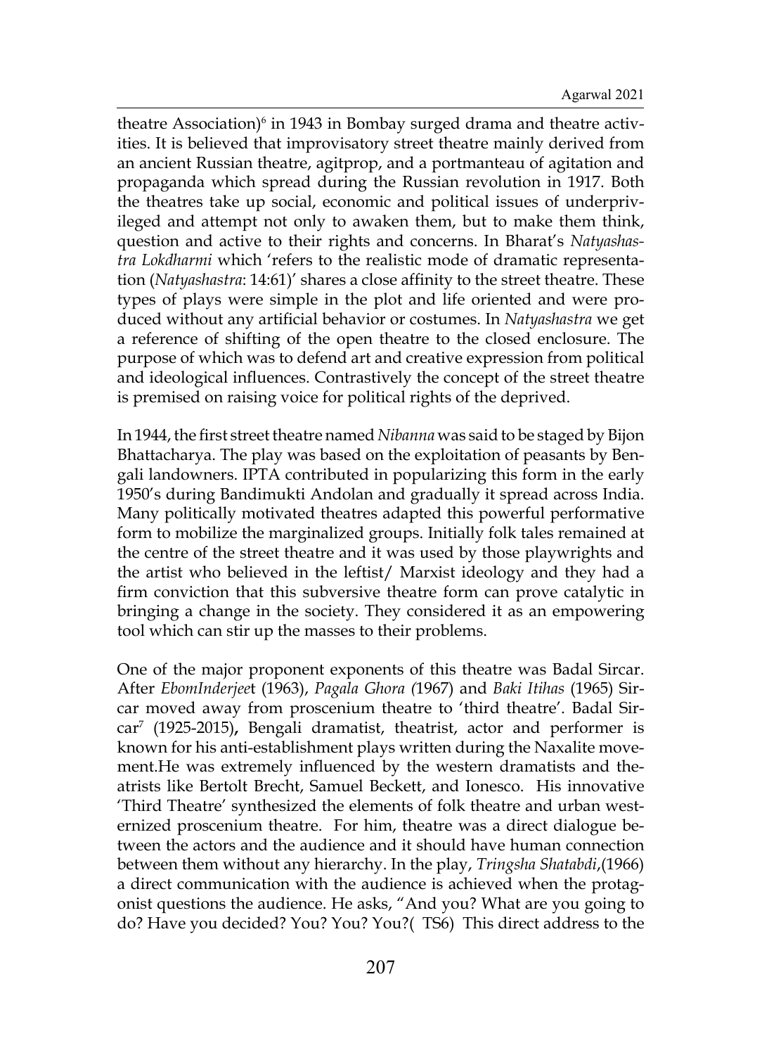theatre Association)[6] in 1943 in Bombay surged drama and theatre activities. It is believed that improvisatory street theatre mainly derived from an ancient Russian theatre, agitprop, and a portmanteau of agitation and propaganda which spread during the Russian revolution in 1917. Both the theatres take up social, economic and political issues of underprivileged and attempt not only to awaken them, but to make them think, question and active to their rights and concerns. In Bharat's *Natyashastra Lokdharmi* which 'refers to the realistic mode of dramatic representation (*Natyashastra*: 14:61)' shares a close affinity to the street theatre. These types of plays were simple in the plot and life oriented and were produced without any artificial behavior or costumes. In *Natyashastra* we get a reference of shifting of the open theatre to the closed enclosure. The purpose of which was to defend art and creative expression from political and ideological influences. Contrastively the concept of the street theatre is premised on raising voice for political rights of the deprived.

In 1944, the first street theatre named *Nibanna* was said to be staged by Bijon Bhattacharya. The play was based on the exploitation of peasants by Bengali landowners. IPTA contributed in popularizing this form in the early 1950's during Bandimukti Andolan and gradually it spread across India. Many politically motivated theatres adapted this powerful performative form to mobilize the marginalized groups. Initially folk tales remained at the centre of the street theatre and it was used by those playwrights and the artist who believed in the leftist/ Marxist ideology and they had a firm conviction that this subversive theatre form can prove catalytic in bringing a change in the society. They considered it as an empowering tool which can stir up the masses to their problems.

One of the major proponent exponents of this theatre was Badal Sircar. After *EbomInderjee*t (1963), *Pagala Ghora (*1967) and *Baki Itihas* (1965) Sircar moved away from proscenium theatre to 'third theatre'. Badal Sircar[7] (1925-2015)**,** Bengali dramatist, theatrist, actor and performer is known for his anti-establishment plays written during the Naxalite movement.He was extremely influenced by the western dramatists and theatrists like Bertolt Brecht, Samuel Beckett, and Ionesco. His innovative 'Third Theatre' synthesized the elements of folk theatre and urban westernized proscenium theatre. For him, theatre was a direct dialogue between the actors and the audience and it should have human connection between them without any hierarchy. In the play, *Tringsha Shatabdi*,(1966) a direct communication with the audience is achieved when the protagonist questions the audience. He asks, "And you? What are you going to do? Have you decided? You? You? You?( TS6) This direct address to the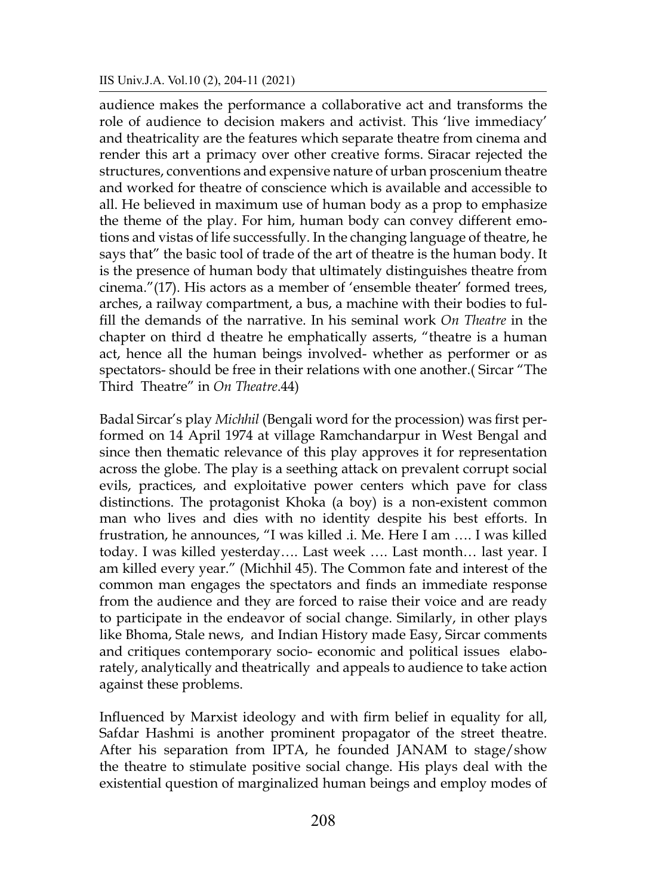audience makes the performance a collaborative act and transforms the role of audience to decision makers and activist. This 'live immediacy' and theatricality are the features which separate theatre from cinema and render this art a primacy over other creative forms. Siracar rejected the structures, conventions and expensive nature of urban proscenium theatre and worked for theatre of conscience which is available and accessible to all. He believed in maximum use of human body as a prop to emphasize the theme of the play. For him, human body can convey different emotions and vistas of life successfully. In the changing language of theatre, he says that" the basic tool of trade of the art of theatre is the human body. It is the presence of human body that ultimately distinguishes theatre from cinema."(17). His actors as a member of 'ensemble theater' formed trees, arches, a railway compartment, a bus, a machine with their bodies to fulfill the demands of the narrative. In his seminal work *On Theatre* in the chapter on third d theatre he emphatically asserts, "theatre is a human act, hence all the human beings involved- whether as performer or as spectators- should be free in their relations with one another.( Sircar "The Third Theatre" in *On Theatre*.44)

Badal Sircar's play *Michhil* (Bengali word for the procession) was first performed on 14 April 1974 at village Ramchandarpur in West Bengal and since then thematic relevance of this play approves it for representation across the globe. The play is a seething attack on prevalent corrupt social evils, practices, and exploitative power centers which pave for class distinctions. The protagonist Khoka (a boy) is a non-existent common man who lives and dies with no identity despite his best efforts. In frustration, he announces, "I was killed .i. Me. Here I am …. I was killed today. I was killed yesterday…. Last week …. Last month… last year. I am killed every year." (Michhil 45). The Common fate and interest of the common man engages the spectators and finds an immediate response from the audience and they are forced to raise their voice and are ready to participate in the endeavor of social change. Similarly, in other plays like Bhoma, Stale news, and Indian History made Easy, Sircar comments and critiques contemporary socio- economic and political issues elaborately, analytically and theatrically and appeals to audience to take action against these problems.

Influenced by Marxist ideology and with firm belief in equality for all, Safdar Hashmi is another prominent propagator of the street theatre. After his separation from IPTA, he founded JANAM to stage/show the theatre to stimulate positive social change. His plays deal with the existential question of marginalized human beings and employ modes of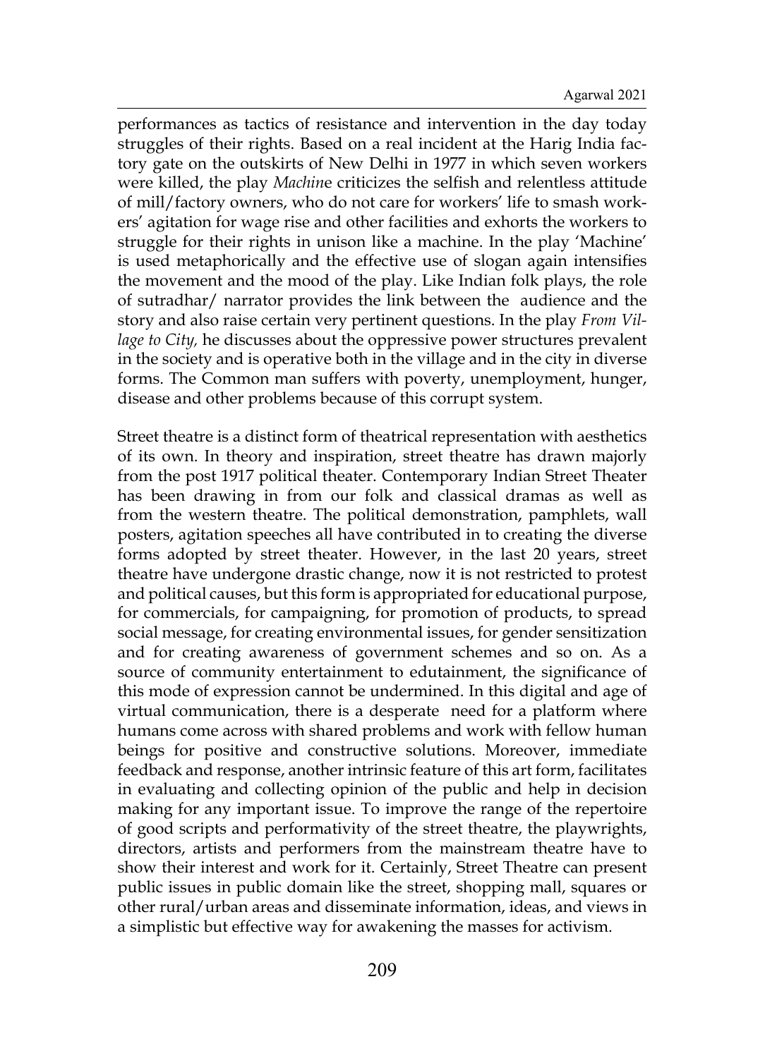performances as tactics of resistance and intervention in the day today struggles of their rights. Based on a real incident at the Harig India factory gate on the outskirts of New Delhi in 1977 in which seven workers were killed, the play *Machine* criticizes the selfish and relentless attitude of mill/factory owners, who do not care for workers' life to smash workers' agitation for wage rise and other facilities and exhorts the workers to struggle for their rights in unison like a machine. In the play 'Machine' is used metaphorically and the effective use of slogan again intensifies the movement and the mood of the play. Like Indian folk plays, the role of sutradhar/ narrator provides the link between the audience and the story and also raise certain very pertinent questions. In the play *From Village to City,* he discusses about the oppressive power structures prevalent in the society and is operative both in the village and in the city in diverse forms. The Common man suffers with poverty, unemployment, hunger, disease and other problems because of this corrupt system.

Street theatre is a distinct form of theatrical representation with aesthetics of its own. In theory and inspiration, street theatre has drawn majorly from the post 1917 political theater. Contemporary Indian Street Theater has been drawing in from our folk and classical dramas as well as from the western theatre. The political demonstration, pamphlets, wall posters, agitation speeches all have contributed in to creating the diverse forms adopted by street theater. However, in the last 20 years, street theatre have undergone drastic change, now it is not restricted to protest and political causes, but this form is appropriated for educational purpose, for commercials, for campaigning, for promotion of products, to spread social message, for creating environmental issues, for gender sensitization and for creating awareness of government schemes and so on. As a source of community entertainment to edutainment, the significance of this mode of expression cannot be undermined. In this digital and age of virtual communication, there is a desperate need for a platform where humans come across with shared problems and work with fellow human beings for positive and constructive solutions. Moreover, immediate feedback and response, another intrinsic feature of this art form, facilitates in evaluating and collecting opinion of the public and help in decision making for any important issue. To improve the range of the repertoire of good scripts and performativity of the street theatre, the playwrights, directors, artists and performers from the mainstream theatre have to show their interest and work for it. Certainly, Street Theatre can present public issues in public domain like the street, shopping mall, squares or other rural/urban areas and disseminate information, ideas, and views in a simplistic but effective way for awakening the masses for activism.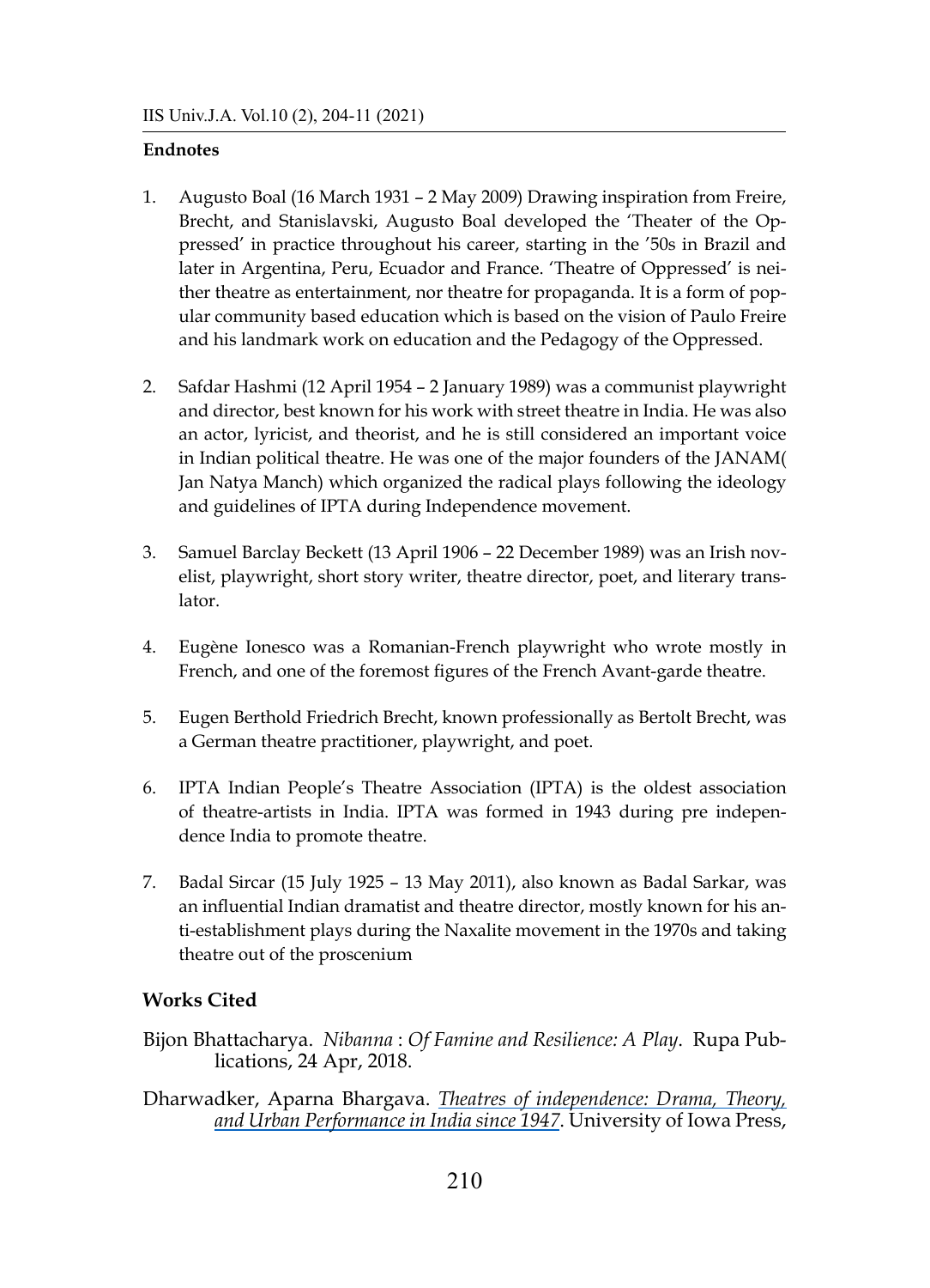**Endnotes**

1. Augusto Boal (16 March 1931 – 2 May 2009) Drawing inspiration from Freire, Brecht, and Stanislavski, Augusto Boal developed the 'Theater of the Oppressed' in practice throughout his career, starting in the '50s in Brazil and later in Argentina, Peru, Ecuador and France. 'Theatre of Oppressed' is neither theatre as entertainment, nor theatre for propaganda. It is a form of popular community based education which is based on the vision of Paulo Freire and his landmark work on education and the Pedagogy of the Oppressed.

2. Safdar Hashmi (12 April 1954 – 2 January 1989) was a communist playwright and director, best known for his work with street theatre in India. He was also an actor, lyricist, and theorist, and he is still considered an important voice in Indian political theatre. He was one of the major founders of the JANAM( Jan Natya Manch) which organized the radical plays following the ideology and guidelines of IPTA during Independence movement.

3. Samuel Barclay Beckett (13 April 1906 – 22 December 1989) was an Irish novelist, playwright, short story writer, theatre director, poet, and literary translator.

4. Eugène Ionesco was a Romanian-French playwright who wrote mostly in French, and one of the foremost figures of the French Avant-garde theatre.

5. Eugen Berthold Friedrich Brecht, known professionally as Bertolt Brecht, was a German theatre practitioner, playwright, and poet.

6. IPTA Indian People's Theatre Association (IPTA) is the oldest association of theatre-artists in India. IPTA was formed in 1943 during pre independence India to promote theatre.

7. Badal Sircar (15 July 1925 – 13 May 2011), also known as Badal Sarkar, was an influential Indian dramatist and theatre director, mostly known for his anti-establishment plays during the Naxalite movement in the 1970s and taking theatre out of the proscenium

## Works Cited

Bijon Bhattacharya. *Nibanna* : *Of Famine and Resilience: A Play*. Rupa Publications, 24 Apr, 2018.

Dharwadker, Aparna Bhargava. *Theatres of independence: Drama, Theory, and Urban Performance in India since 1947*. University of Iowa Press,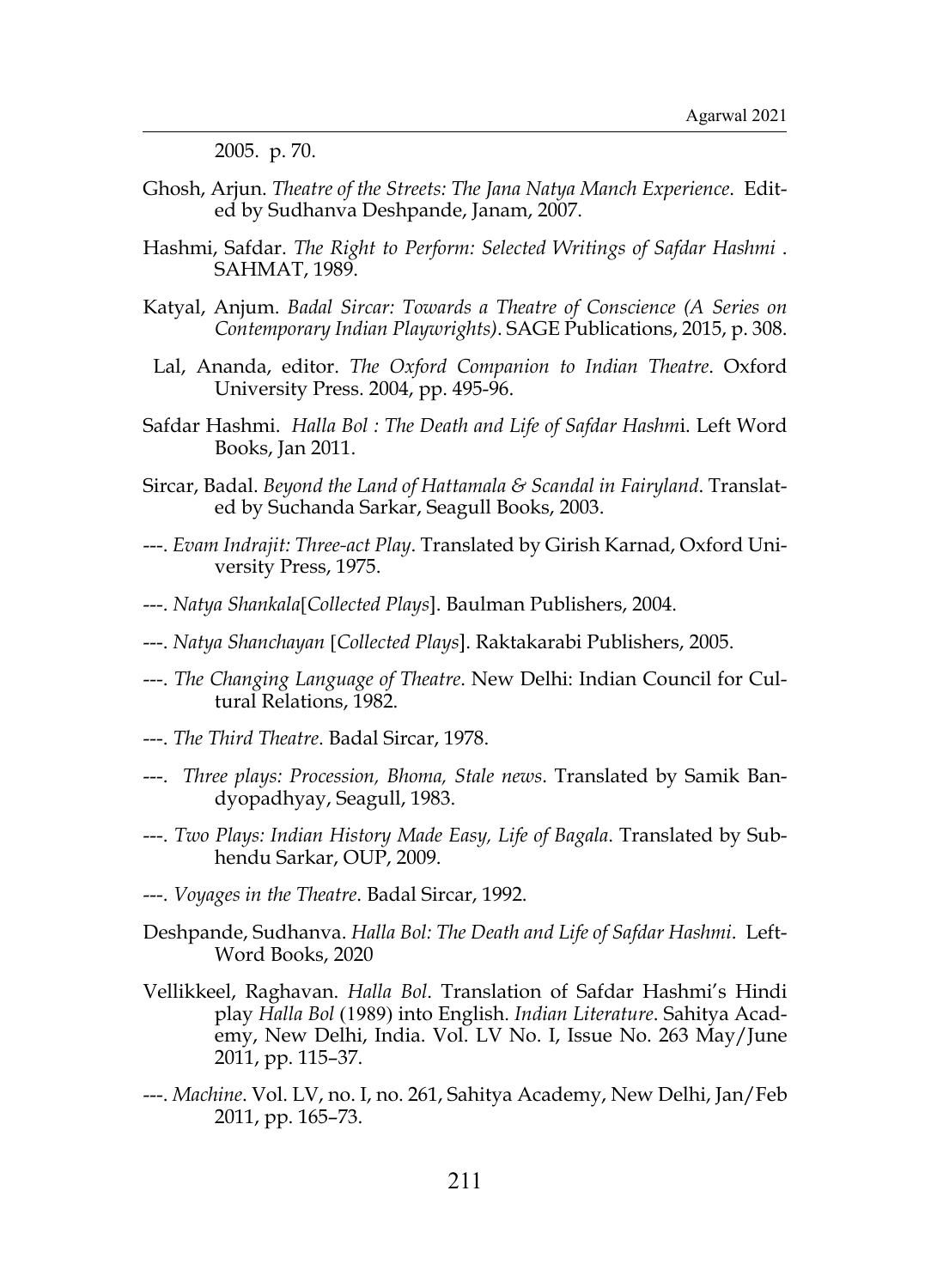2005. p. 70.

Ghosh, Arjun. *Theatre of the Streets: The Jana Natya Manch Experience*. Edited by Sudhanva Deshpande, Janam, 2007.

Hashmi, Safdar. *The Right to Perform: Selected Writings of Safdar Hashmi* . SAHMAT, 1989.

Katyal, Anjum. *Badal Sircar: Towards a Theatre of Conscience (A Series on Contemporary Indian Playwrights)*. SAGE Publications, 2015, p. 308.

Lal, Ananda, editor. *The Oxford Companion to Indian Theatre*. Oxford University Press. 2004, pp. 495-96.

Safdar Hashmi. *Halla Bol : The Death and Life of Safdar Hashm*i. Left Word Books, Jan 2011.

Sircar, Badal. *Beyond the Land of Hattamala & Scandal in Fairyland*. Translated by Suchanda Sarkar, Seagull Books, 2003.

---. *Evam Indrajit: Three-act Play*. Translated by Girish Karnad, Oxford University Press, 1975.

---. *Natya Shankala*[*Collected Plays*]. Baulman Publishers, 2004.

---. *Natya Shanchayan* [*Collected Plays*]. Raktakarabi Publishers, 2005.

---. *The Changing Language of Theatre*. New Delhi: Indian Council for Cultural Relations, 1982.

---. *The Third Theatre*. Badal Sircar, 1978.

---. *Three plays: Procession, Bhoma, Stale news*. Translated by Samik Bandyopadhyay, Seagull, 1983.

---. *Two Plays: Indian History Made Easy, Life of Bagala*. Translated by Subhendu Sarkar, OUP, 2009.

---. *Voyages in the Theatre*. Badal Sircar, 1992.

Deshpande, Sudhanva. *Halla Bol: The Death and Life of Safdar Hashmi*. LeftWord Books, 2020

Vellikkeel, Raghavan. *Halla Bol*. Translation of Safdar Hashmi's Hindi play *Halla Bol* (1989) into English. *Indian Literature*. Sahitya Academy, New Delhi, India. Vol. LV No. I, Issue No. 263 May/June 2011, pp. 115–37.

---. *Machine*. Vol. LV, no. I, no. 261, Sahitya Academy, New Delhi, Jan/Feb 2011, pp. 165–73.